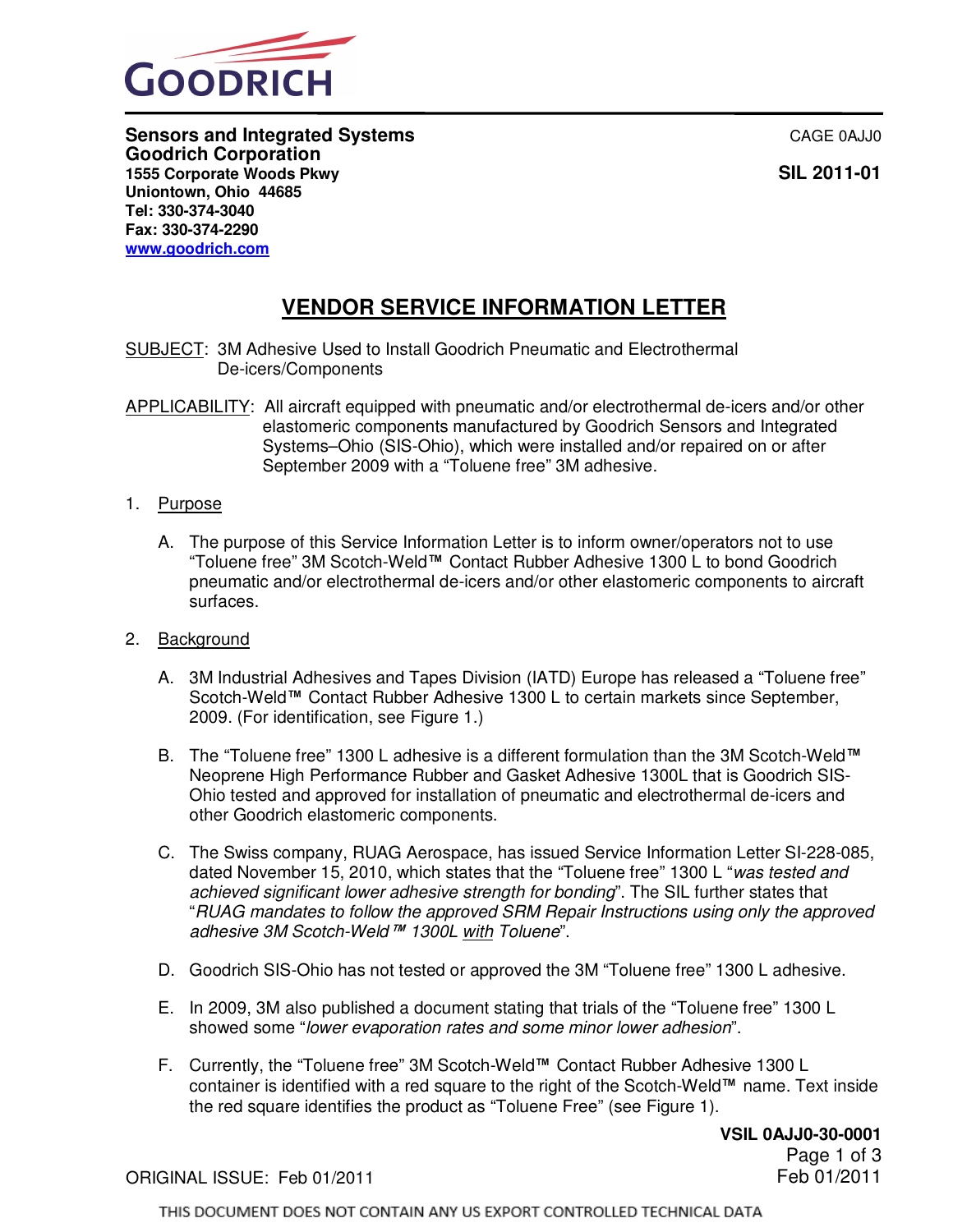**GOODRICH**

**Sensors and Integrated Systems**
**Goodrich Corporation**
**1555 Corporate Woods Pkwy**
**Uniontown, Ohio 44685**
**Tel: 330-374-3040**
**Fax: 330-374-2290**
**www.goodrich.com**

CAGE 0AJJ0

**SIL 2011-01**

# VENDOR SERVICE INFORMATION LETTER

SUBJECT: 3M Adhesive Used to Install Goodrich Pneumatic and Electrothermal De-icers/Components

APPLICABILITY: All aircraft equipped with pneumatic and/or electrothermal de-icers and/or other elastomeric components manufactured by Goodrich Sensors and Integrated Systems–Ohio (SIS-Ohio), which were installed and/or repaired on or after September 2009 with a "Toluene free" 3M adhesive.

1. Purpose

   A. The purpose of this Service Information Letter is to inform owner/operators not to use "Toluene free" 3M Scotch-Weld™ Contact Rubber Adhesive 1300 L to bond Goodrich pneumatic and/or electrothermal de-icers and/or other elastomeric components to aircraft surfaces.

2. Background

   A. 3M Industrial Adhesives and Tapes Division (IATD) Europe has released a "Toluene free" Scotch-Weld™ Contact Rubber Adhesive 1300 L to certain markets since September, 2009. (For identification, see Figure 1.)

   B. The "Toluene free" 1300 L adhesive is a different formulation than the 3M Scotch-Weld™ Neoprene High Performance Rubber and Gasket Adhesive 1300L that is Goodrich SIS-Ohio tested and approved for installation of pneumatic and electrothermal de-icers and other Goodrich elastomeric components.

   C. The Swiss company, RUAG Aerospace, has issued Service Information Letter SI-228-085, dated November 15, 2010, which states that the "Toluene free" 1300 L "*was tested and achieved significant lower adhesive strength for bonding*". The SIL further states that "*RUAG mandates to follow the approved SRM Repair Instructions using only the approved adhesive 3M Scotch-Weld™ 1300L with Toluene*".

   D. Goodrich SIS-Ohio has not tested or approved the 3M "Toluene free" 1300 L adhesive.

   E. In 2009, 3M also published a document stating that trials of the "Toluene free" 1300 L showed some "*lower evaporation rates and some minor lower adhesion*".

   F. Currently, the "Toluene free" 3M Scotch-Weld™ Contact Rubber Adhesive 1300 L container is identified with a red square to the right of the Scotch-Weld™ name. Text inside the red square identifies the product as "Toluene Free" (see Figure 1).

**VSIL 0AJJ0-30-0001**

ORIGINAL ISSUE: Feb 01/2011

THIS DOCUMENT DOES NOT CONTAIN ANY US EXPORT CONTROLLED TECHNICAL DATA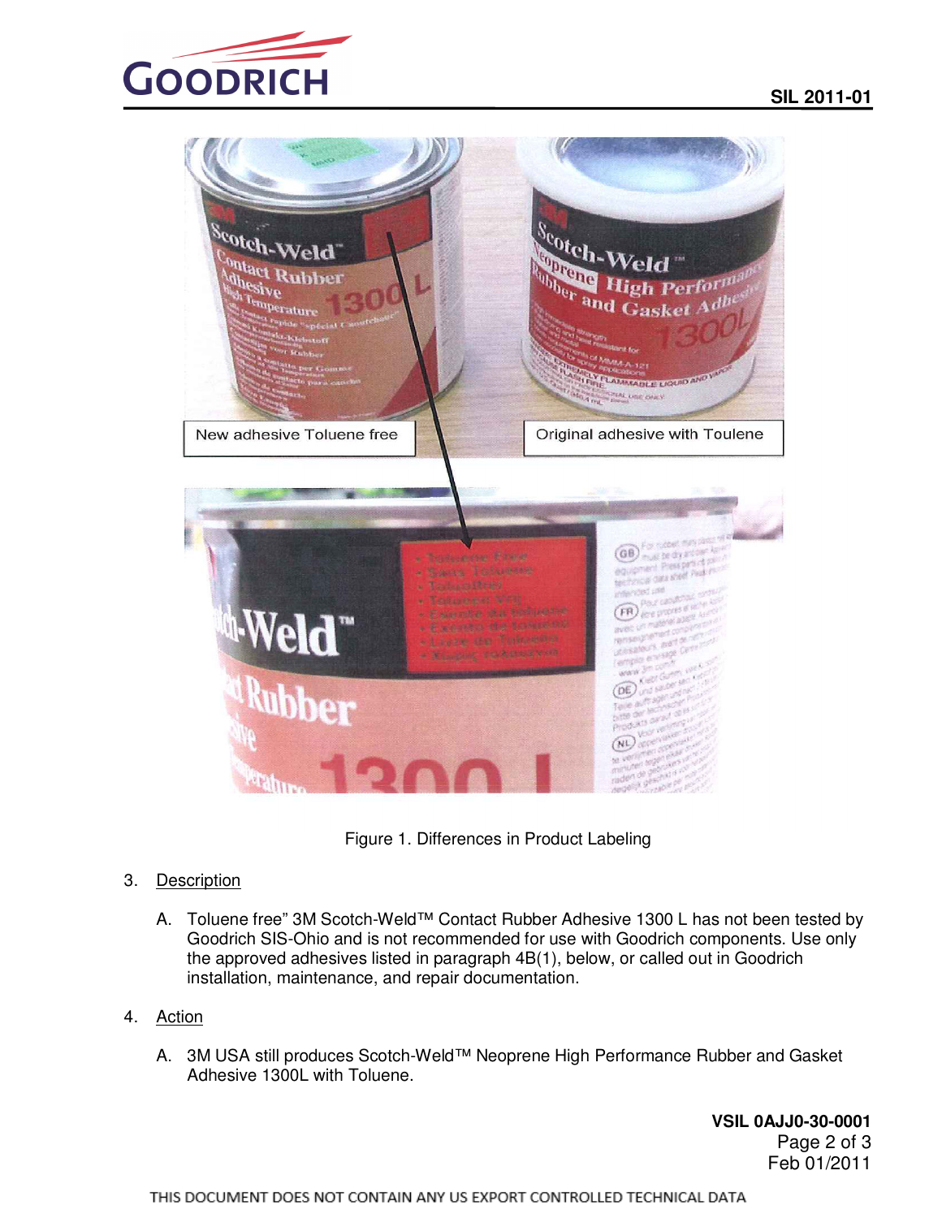Figure 1. Differences in Product Labeling

3. Description

   A. Toluene free" 3M Scotch-Weld™ Contact Rubber Adhesive 1300 L has not been tested by Goodrich SIS-Ohio and is not recommended for use with Goodrich components. Use only the approved adhesives listed in paragraph 4B(1), below, or called out in Goodrich installation, maintenance, and repair documentation.

4. Action

   A. 3M USA still produces Scotch-Weld™ Neoprene High Performance Rubber and Gasket Adhesive 1300L with Toluene.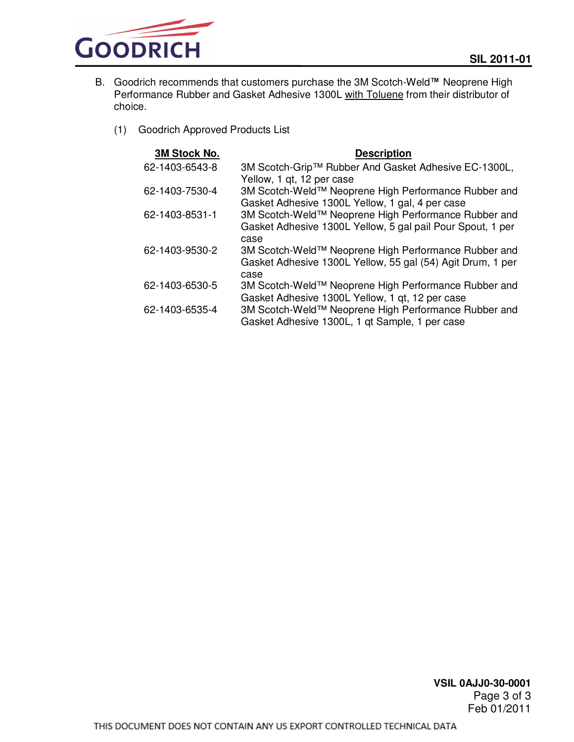B. Goodrich recommends that customers purchase the 3M Scotch-Weld™ Neoprene High Performance Rubber and Gasket Adhesive 1300L with Toluene from their distributor of choice.

(1) Goodrich Approved Products List

| 3M Stock No. | Description |
|---|---|
| 62-1403-6543-8 | 3M Scotch-Grip™ Rubber And Gasket Adhesive EC-1300L, Yellow, 1 qt, 12 per case |
| 62-1403-7530-4 | 3M Scotch-Weld™ Neoprene High Performance Rubber and Gasket Adhesive 1300L Yellow, 1 gal, 4 per case |
| 62-1403-8531-1 | 3M Scotch-Weld™ Neoprene High Performance Rubber and Gasket Adhesive 1300L Yellow, 5 gal pail Pour Spout, 1 per case |
| 62-1403-9530-2 | 3M Scotch-Weld™ Neoprene High Performance Rubber and Gasket Adhesive 1300L Yellow, 55 gal (54) Agit Drum, 1 per case |
| 62-1403-6530-5 | 3M Scotch-Weld™ Neoprene High Performance Rubber and Gasket Adhesive 1300L Yellow, 1 qt, 12 per case |
| 62-1403-6535-4 | 3M Scotch-Weld™ Neoprene High Performance Rubber and Gasket Adhesive 1300L, 1 qt Sample, 1 per case |

THIS DOCUMENT DOES NOT CONTAIN ANY US EXPORT CONTROLLED TECHNICAL DATA